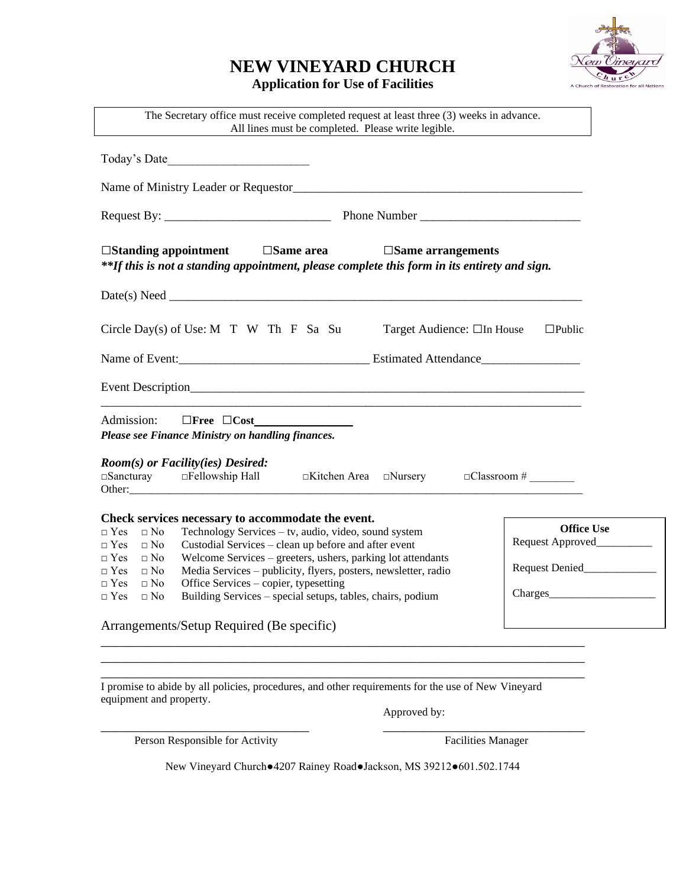# NEW VINEYARD CHURCH

**Application for Use of Facilities**

The Secretary office must receive completed request at least three (3) weeks in advance.
All lines must be completed. Please write legible.

Today's Date________________________

Name of Ministry Leader or Requestor_______________________________________________

Request By: ___________________________ Phone Number __________________________

**☐Standing appointment ☐Same area ☐Same arrangements**

***\*\*If this is not a standing appointment, please complete this form in its entirety and sign.***

Date(s) Need ____________________________________________________________________

Circle Day(s) of Use: M T W Th F Sa Su Target Audience: ☐In House ☐Public

Name of Event:______________________________ Estimated Attendance________________

Event Description_________________________________________________________________

______________________________________________________________________________

Admission: **☐Free ☐Cost________________**

***Please see Finance Ministry on handling finances.***

***Room(s) or Facility(ies) Desired:***

□Sancturay □Fellowship Hall □Kitchen Area □Nursery □Classroom # ________

Other:_________________________________________________________________________

**Check services necessary to accommodate the event.**

- □ Yes □ No Technology Services – tv, audio, video, sound system
- □ Yes □ No Custodial Services – clean up before and after event
- □ Yes □ No Welcome Services – greeters, ushers, parking lot attendants
- □ Yes □ No Media Services – publicity, flyers, posters, newsletter, radio
- □ Yes □ No Office Services – copier, typesetting
- □ Yes □ No Building Services – special setups, tables, chairs, podium

**Office Use**

Request Approved__________

Request Denied_____________

Charges___________________

Arrangements/Setup Required (Be specific)

______________________________________________________________________________

______________________________________________________________________________

______________________________________________________________________________

I promise to abide by all policies, procedures, and other requirements for the use of New Vineyard equipment and property.

Approved by:

___________________________________ ___________________________________

Person Responsible for Activity Facilities Manager

New Vineyard Church●4207 Rainey Road●Jackson, MS 39212●601.502.1744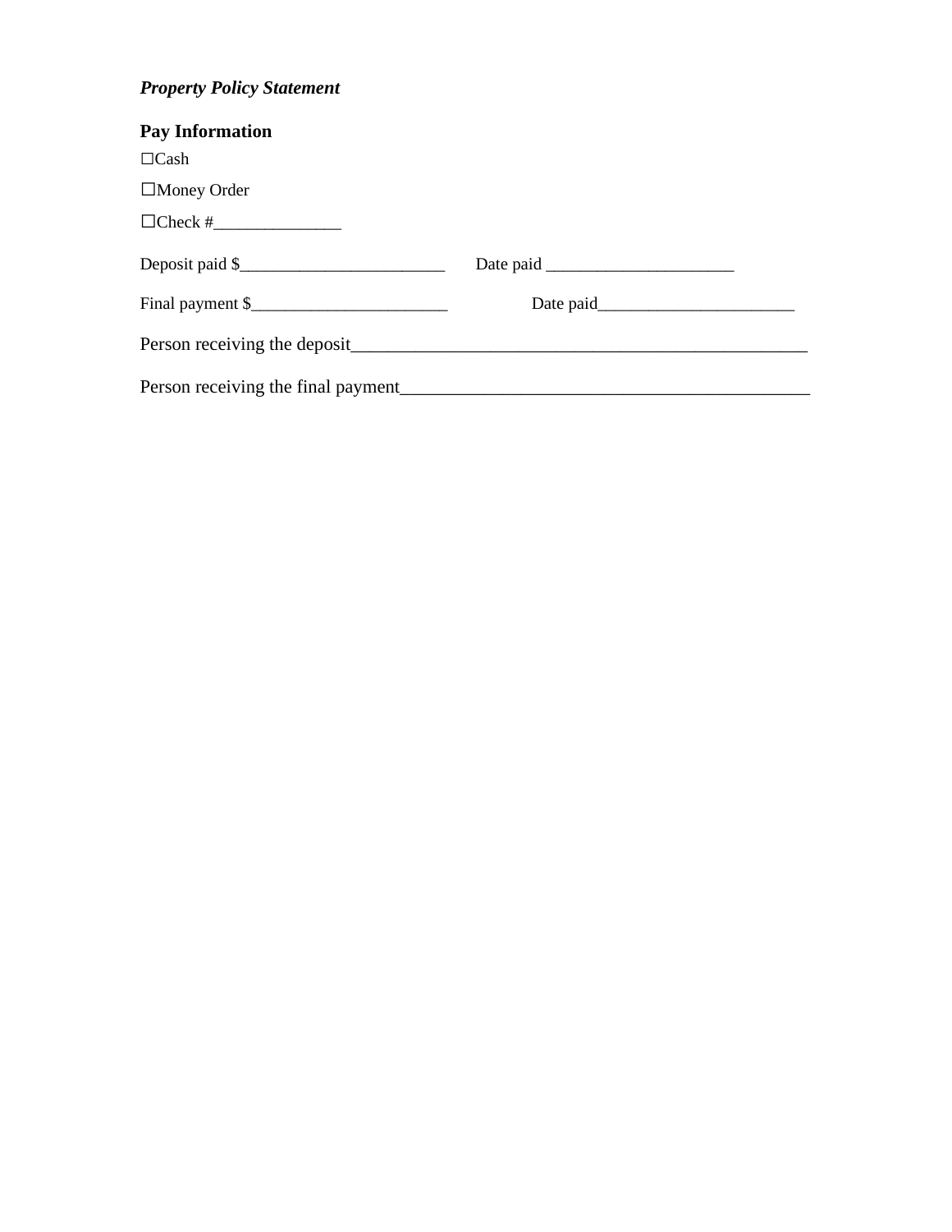***Property Policy Statement***

**Pay Information**

☐Cash

☐Money Order

☐Check #_______________

Deposit paid $________________________ Date paid ______________________

Final payment $_______________________ Date paid_______________________

Person receiving the deposit___________________________________________________

Person receiving the final payment_____________________________________________